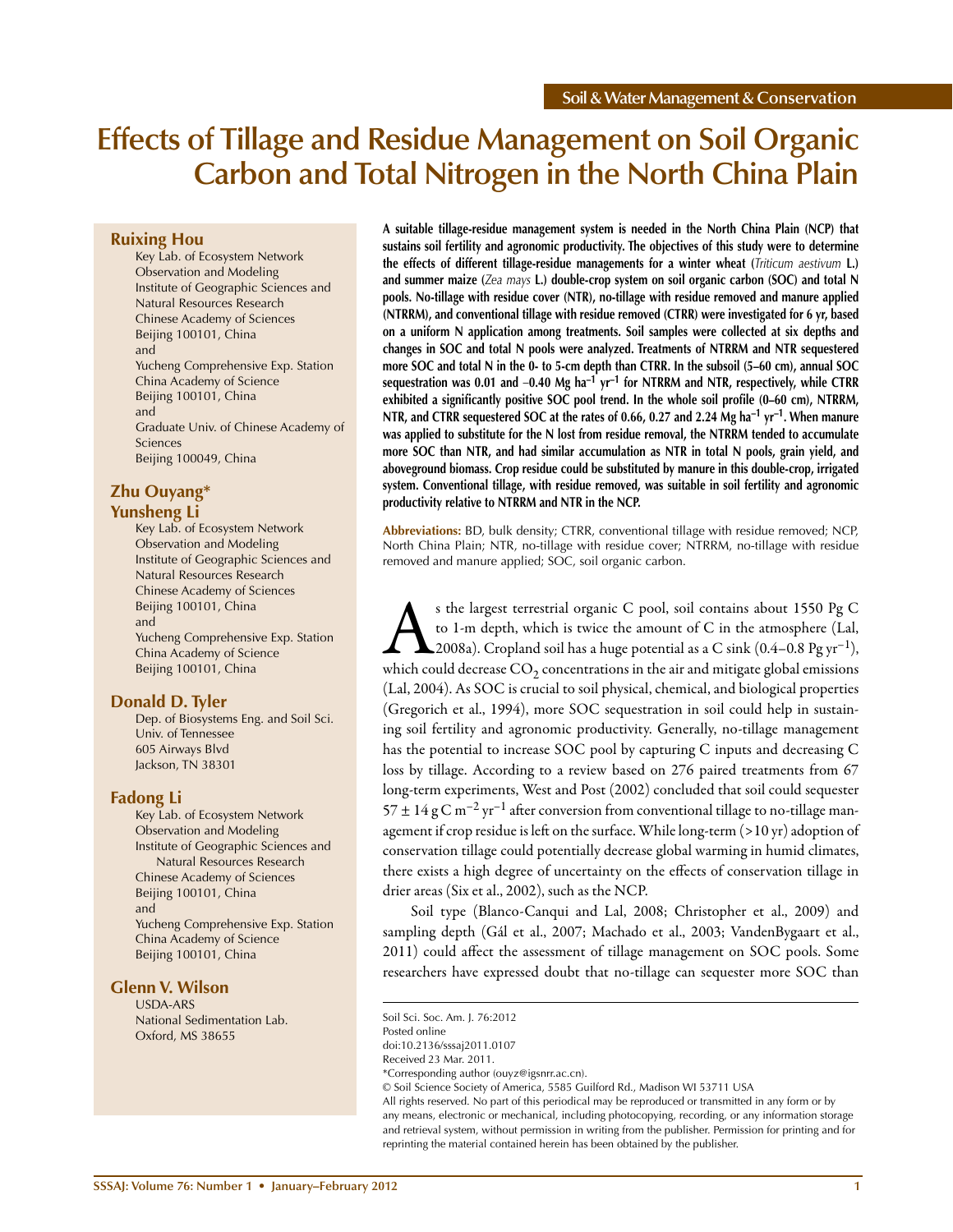Soil & Water Management & Conservation

# Effects of Tillage and Residue Management on Soil Organic Carbon and Total Nitrogen in the North China Plain

**Ruixing Hou**
Key Lab. of Ecosystem Network Observation and Modeling
Institute of Geographic Sciences and Natural Resources Research
Chinese Academy of Sciences
Beijing 100101, China
and
Yucheng Comprehensive Exp. Station
China Academy of Science
Beijing 100101, China
and
Graduate Univ. of Chinese Academy of Sciences
Beijing 100049, China

**Zhu Ouyang***
**Yunsheng Li**
Key Lab. of Ecosystem Network Observation and Modeling
Institute of Geographic Sciences and Natural Resources Research
Chinese Academy of Sciences
Beijing 100101, China
and
Yucheng Comprehensive Exp. Station
China Academy of Science
Beijing 100101, China

**Donald D. Tyler**
Dep. of Biosystems Eng. and Soil Sci.
Univ. of Tennessee
605 Airways Blvd
Jackson, TN 38301

**Fadong Li**
Key Lab. of Ecosystem Network Observation and Modeling
Institute of Geographic Sciences and Natural Resources Research
Chinese Academy of Sciences
Beijing 100101, China
and
Yucheng Comprehensive Exp. Station
China Academy of Science
Beijing 100101, China

**Glenn V. Wilson**
USDA-ARS
National Sedimentation Lab.
Oxford, MS 38655

**A suitable tillage-residue management system is needed in the North China Plain (NCP) that sustains soil fertility and agronomic productivity. The objectives of this study were to determine the effects of different tillage-residue managements for a winter wheat (*Triticum aestivum* L.) and summer maize (*Zea mays* L.) double-crop system on soil organic carbon (SOC) and total N pools. No-tillage with residue cover (NTR), no-tillage with residue removed and manure applied (NTRRM), and conventional tillage with residue removed (CTRR) were investigated for 6 yr, based on a uniform N application among treatments. Soil samples were collected at six depths and changes in SOC and total N pools were analyzed. Treatments of NTRRM and NTR sequestered more SOC and total N in the 0- to 5-cm depth than CTRR. In the subsoil (5–60 cm), annual SOC sequestration was 0.01 and −0.40 Mg ha$^{-1}$ yr$^{-1}$ for NTRRM and NTR, respectively, while CTRR exhibited a significantly positive SOC pool trend. In the whole soil profile (0–60 cm), NTRRM, NTR, and CTRR sequestered SOC at the rates of 0.66, 0.27 and 2.24 Mg ha$^{-1}$ yr$^{-1}$. When manure was applied to substitute for the N lost from residue removal, the NTRRM tended to accumulate more SOC than NTR, and had similar accumulation as NTR in total N pools, grain yield, and aboveground biomass. Crop residue could be substituted by manure in this double-crop, irrigated system. Conventional tillage, with residue removed, was suitable in soil fertility and agronomic productivity relative to NTRRM and NTR in the NCP.**

**Abbreviations:** BD, bulk density; CTRR, conventional tillage with residue removed; NCP, North China Plain; NTR, no-tillage with residue cover; NTRRM, no-tillage with residue removed and manure applied; SOC, soil organic carbon.

As the largest terrestrial organic C pool, soil contains about 1550 Pg C to 1-m depth, which is twice the amount of C in the atmosphere (Lal, 2008a). Cropland soil has a huge potential as a C sink (0.4–0.8 Pg yr$^{-1}$), which could decrease $CO_2$ concentrations in the air and mitigate global emissions (Lal, 2004). As SOC is crucial to soil physical, chemical, and biological properties (Gregorich et al., 1994), more SOC sequestration in soil could help in sustaining soil fertility and agronomic productivity. Generally, no-tillage management has the potential to increase SOC pool by capturing C inputs and decreasing C loss by tillage. According to a review based on 276 paired treatments from 67 long-term experiments, West and Post (2002) concluded that soil could sequester 57 ± 14 g C m$^{-2}$ yr$^{-1}$ after conversion from conventional tillage to no-tillage management if crop residue is left on the surface. While long-term (>10 yr) adoption of conservation tillage could potentially decrease global warming in humid climates, there exists a high degree of uncertainty on the effects of conservation tillage in drier areas (Six et al., 2002), such as the NCP.

Soil type (Blanco-Canqui and Lal, 2008; Christopher et al., 2009) and sampling depth (Gál et al., 2007; Machado et al., 2003; VandenBygaart et al., 2011) could affect the assessment of tillage management on SOC pools. Some researchers have expressed doubt that no-tillage can sequester more SOC than

Soil Sci. Soc. Am. J. 76:2012
Posted online
doi:10.2136/sssaj2011.0107
Received 23 Mar. 2011.
*Corresponding author (ouyz@igsnrr.ac.cn).
© Soil Science Society of America, 5585 Guilford Rd., Madison WI 53711 USA
All rights reserved. No part of this periodical may be reproduced or transmitted in any form or by any means, electronic or mechanical, including photocopying, recording, or any information storage and retrieval system, without permission in writing from the publisher. Permission for printing and for reprinting the material contained herein has been obtained by the publisher.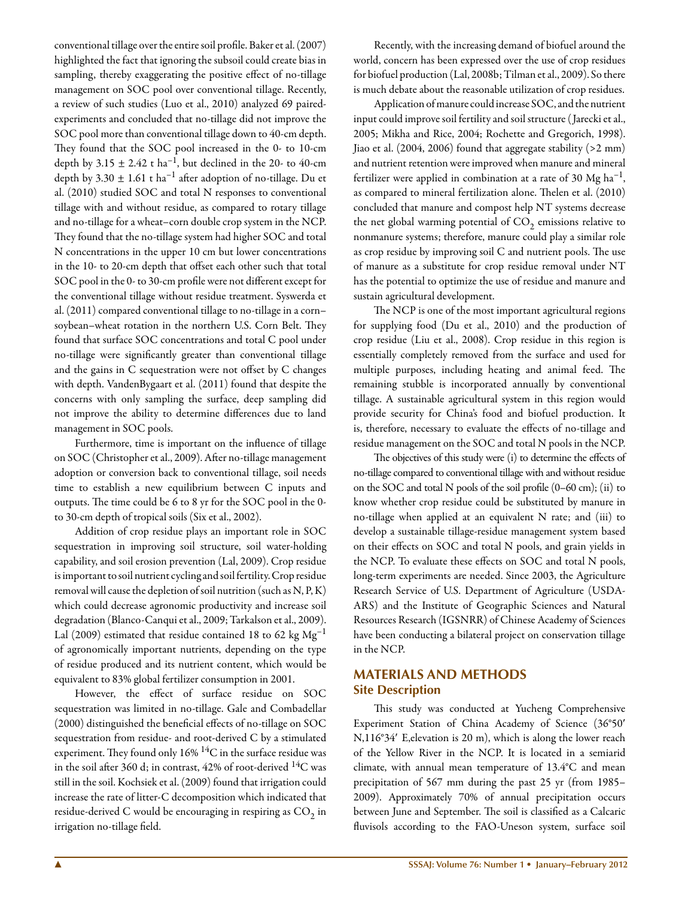conventional tillage over the entire soil profile. Baker et al. (2007) highlighted the fact that ignoring the subsoil could create bias in sampling, thereby exaggerating the positive effect of no-tillage management on SOC pool over conventional tillage. Recently, a review of such studies (Luo et al., 2010) analyzed 69 paired-experiments and concluded that no-tillage did not improve the SOC pool more than conventional tillage down to 40-cm depth. They found that the SOC pool increased in the 0- to 10-cm depth by $3.15 \pm 2.42$ t ha$^{-1}$, but declined in the 20- to 40-cm depth by $3.30 \pm 1.61$ t ha$^{-1}$ after adoption of no-tillage. Du et al. (2010) studied SOC and total N responses to conventional tillage with and without residue, as compared to rotary tillage and no-tillage for a wheat–corn double crop system in the NCP. They found that the no-tillage system had higher SOC and total N concentrations in the upper 10 cm but lower concentrations in the 10- to 20-cm depth that offset each other such that total SOC pool in the 0- to 30-cm profile were not different except for the conventional tillage without residue treatment. Syswerda et al. (2011) compared conventional tillage to no-tillage in a corn–soybean–wheat rotation in the northern U.S. Corn Belt. They found that surface SOC concentrations and total C pool under no-tillage were significantly greater than conventional tillage and the gains in C sequestration were not offset by C changes with depth. VandenBygaart et al. (2011) found that despite the concerns with only sampling the surface, deep sampling did not improve the ability to determine differences due to land management in SOC pools.

Furthermore, time is important on the influence of tillage on SOC (Christopher et al., 2009). After no-tillage management adoption or conversion back to conventional tillage, soil needs time to establish a new equilibrium between C inputs and outputs. The time could be 6 to 8 yr for the SOC pool in the 0- to 30-cm depth of tropical soils (Six et al., 2002).

Addition of crop residue plays an important role in SOC sequestration in improving soil structure, soil water-holding capability, and soil erosion prevention (Lal, 2009). Crop residue is important to soil nutrient cycling and soil fertility. Crop residue removal will cause the depletion of soil nutrition (such as N, P, K) which could decrease agronomic productivity and increase soil degradation (Blanco-Canqui et al., 2009; Tarkalson et al., 2009). Lal (2009) estimated that residue contained 18 to 62 kg Mg$^{-1}$ of agronomically important nutrients, depending on the type of residue produced and its nutrient content, which would be equivalent to 83% global fertilizer consumption in 2001.

However, the effect of surface residue on SOC sequestration was limited in no-tillage. Gale and Combadellar (2000) distinguished the beneficial effects of no-tillage on SOC sequestration from residue- and root-derived C by a stimulated experiment. They found only 16% $^{14}$C in the surface residue was in the soil after 360 d; in contrast, 42% of root-derived $^{14}$C was still in the soil. Kochsiek et al. (2009) found that irrigation could increase the rate of litter-C decomposition which indicated that residue-derived C would be encouraging in respiring as $CO_2$ in irrigation no-tillage field.

Recently, with the increasing demand of biofuel around the world, concern has been expressed over the use of crop residues for biofuel production (Lal, 2008b; Tilman et al., 2009). So there is much debate about the reasonable utilization of crop residues.

Application of manure could increase SOC, and the nutrient input could improve soil fertility and soil structure (Jarecki et al., 2005; Mikha and Rice, 2004; Rochette and Gregorich, 1998). Jiao et al. (2004, 2006) found that aggregate stability (>2 mm) and nutrient retention were improved when manure and mineral fertilizer were applied in combination at a rate of 30 Mg ha$^{-1}$, as compared to mineral fertilization alone. Thelen et al. (2010) concluded that manure and compost help NT systems decrease the net global warming potential of $CO_2$ emissions relative to nonmanure systems; therefore, manure could play a similar role as crop residue by improving soil C and nutrient pools. The use of manure as a substitute for crop residue removal under NT has the potential to optimize the use of residue and manure and sustain agricultural development.

The NCP is one of the most important agricultural regions for supplying food (Du et al., 2010) and the production of crop residue (Liu et al., 2008). Crop residue in this region is essentially completely removed from the surface and used for multiple purposes, including heating and animal feed. The remaining stubble is incorporated annually by conventional tillage. A sustainable agricultural system in this region would provide security for China's food and biofuel production. It is, therefore, necessary to evaluate the effects of no-tillage and residue management on the SOC and total N pools in the NCP.

The objectives of this study were (i) to determine the effects of no-tillage compared to conventional tillage with and without residue on the SOC and total N pools of the soil profile (0–60 cm); (ii) to know whether crop residue could be substituted by manure in no-tillage when applied at an equivalent N rate; and (iii) to develop a sustainable tillage-residue management system based on their effects on SOC and total N pools, and grain yields in the NCP. To evaluate these effects on SOC and total N pools, long-term experiments are needed. Since 2003, the Agriculture Research Service of U.S. Department of Agriculture (USDA-ARS) and the Institute of Geographic Sciences and Natural Resources Research (IGSNRR) of Chinese Academy of Sciences have been conducting a bilateral project on conservation tillage in the NCP.

## MATERIALS AND METHODS

### Site Description

This study was conducted at Yucheng Comprehensive Experiment Station of China Academy of Science (36°50′ N,116°34′ E,elevation is 20 m), which is along the lower reach of the Yellow River in the NCP. It is located in a semiarid climate, with annual mean temperature of 13.4°C and mean precipitation of 567 mm during the past 25 yr (from 1985–2009). Approximately 70% of annual precipitation occurs between June and September. The soil is classified as a Calcaric fluvisols according to the FAO-Uneson system, surface soil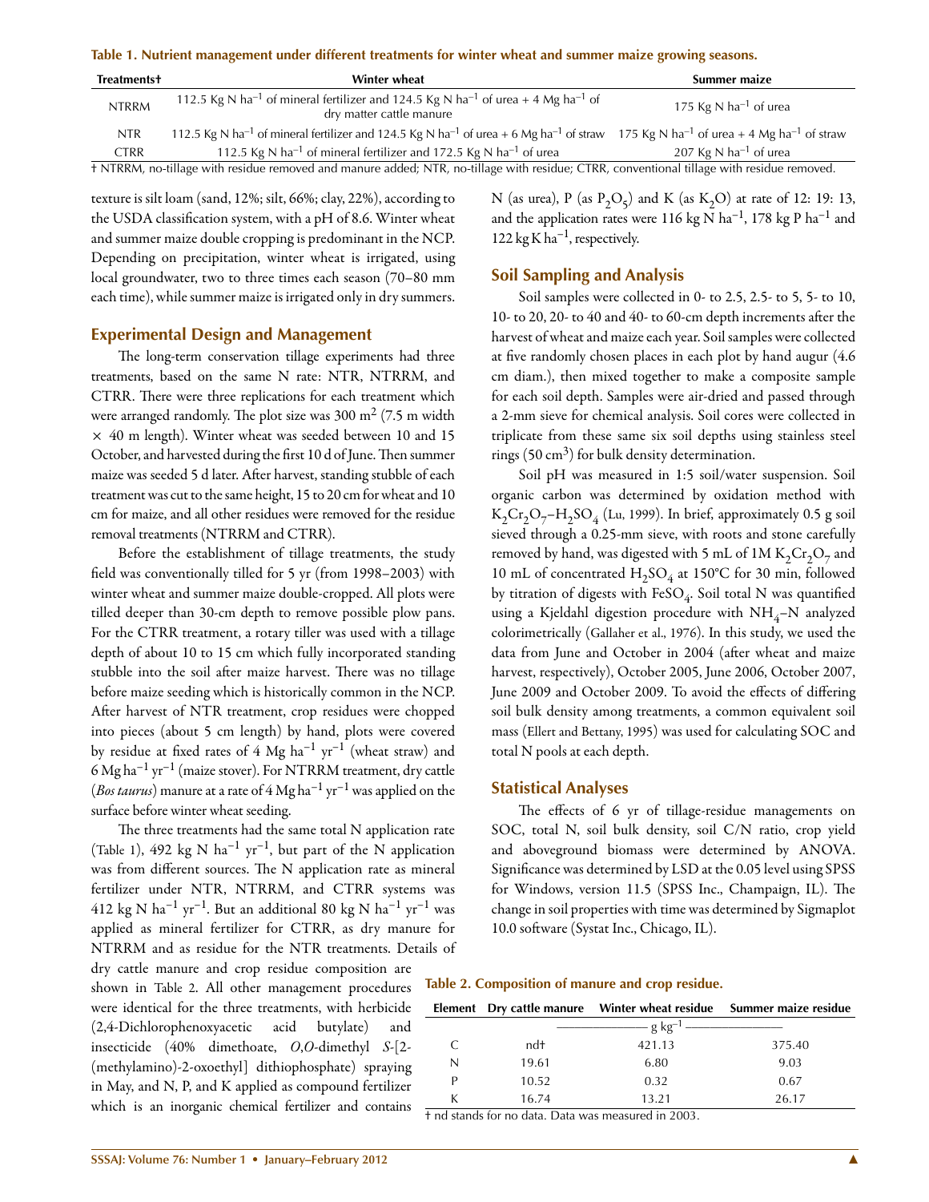**Table 1. Nutrient management under different treatments for winter wheat and summer maize growing seasons.**

| Treatments† | Winter wheat | Summer maize |
|---|---|---|
| NTRRM | 112.5 Kg N $ha^{-1}$ of mineral fertilizer and 124.5 Kg N $ha^{-1}$ of urea + 4 Mg $ha^{-1}$ of dry matter cattle manure | 175 Kg N $ha^{-1}$ of urea |
| NTR | 112.5 Kg N $ha^{-1}$ of mineral fertilizer and 124.5 Kg N $ha^{-1}$ of urea + 6 Mg $ha^{-1}$ of straw | 175 Kg N $ha^{-1}$ of urea + 4 Mg $ha^{-1}$ of straw |
| CTRR | 112.5 Kg N $ha^{-1}$ of mineral fertilizer and 172.5 Kg N $ha^{-1}$ of urea | 207 Kg N $ha^{-1}$ of urea |

† NTRRM, no-tillage with residue removed and manure added; NTR, no-tillage with residue; CTRR, conventional tillage with residue removed.

texture is silt loam (sand, 12%; silt, 66%; clay, 22%), according to the USDA classification system, with a pH of 8.6. Winter wheat and summer maize double cropping is predominant in the NCP. Depending on precipitation, winter wheat is irrigated, using local groundwater, two to three times each season (70–80 mm each time), while summer maize is irrigated only in dry summers.

## Experimental Design and Management

The long-term conservation tillage experiments had three treatments, based on the same N rate: NTR, NTRRM, and CTRR. There were three replications for each treatment which were arranged randomly. The plot size was 300 $m^2$ (7.5 m width × 40 m length). Winter wheat was seeded between 10 and 15 October, and harvested during the first 10 d of June. Then summer maize was seeded 5 d later. After harvest, standing stubble of each treatment was cut to the same height, 15 to 20 cm for wheat and 10 cm for maize, and all other residues were removed for the residue removal treatments (NTRRM and CTRR).

Before the establishment of tillage treatments, the study field was conventionally tilled for 5 yr (from 1998–2003) with winter wheat and summer maize double-cropped. All plots were tilled deeper than 30-cm depth to remove possible plow pans. For the CTRR treatment, a rotary tiller was used with a tillage depth of about 10 to 15 cm which fully incorporated standing stubble into the soil after maize harvest. There was no tillage before maize seeding which is historically common in the NCP. After harvest of NTR treatment, crop residues were chopped into pieces (about 5 cm length) by hand, plots were covered by residue at fixed rates of 4 Mg $ha^{-1}$ $yr^{-1}$ (wheat straw) and 6 Mg $ha^{-1}$ $yr^{-1}$ (maize stover). For NTRRM treatment, dry cattle (*Bos taurus*) manure at a rate of 4 Mg $ha^{-1}$ $yr^{-1}$ was applied on the surface before winter wheat seeding.

The three treatments had the same total N application rate (Table 1), 492 kg N $ha^{-1}$ $yr^{-1}$, but part of the N application was from different sources. The N application rate as mineral fertilizer under NTR, NTRRM, and CTRR systems was 412 kg N $ha^{-1}$ $yr^{-1}$. But an additional 80 kg N $ha^{-1}$ $yr^{-1}$ was applied as mineral fertilizer for CTRR, as dry manure for NTRRM and as residue for the NTR treatments. Details of dry cattle manure and crop residue composition are shown in Table 2. All other management procedures were identical for the three treatments, with herbicide (2,4-Dichlorophenoxyacetic acid butylate) and insecticide (40% dimethoate, *O*,*O*-dimethyl *S*-[2-(methylamino)-2-oxoethyl] dithiophosphate) spraying in May, and N, P, and K applied as compound fertilizer which is an inorganic chemical fertilizer and contains N (as urea), P (as $P_2O_5$) and K (as $K_2O$) at rate of 12: 19: 13, and the application rates were 116 kg N $ha^{-1}$, 178 kg P $ha^{-1}$ and 122 kg K $ha^{-1}$, respectively.

## Soil Sampling and Analysis

Soil samples were collected in 0- to 2.5, 2.5- to 5, 5- to 10, 10- to 20, 20- to 40 and 40- to 60-cm depth increments after the harvest of wheat and maize each year. Soil samples were collected at five randomly chosen places in each plot by hand augur (4.6 cm diam.), then mixed together to make a composite sample for each soil depth. Samples were air-dried and passed through a 2-mm sieve for chemical analysis. Soil cores were collected in triplicate from these same six soil depths using stainless steel rings (50 $cm^3$) for bulk density determination.

Soil pH was measured in 1:5 soil/water suspension. Soil organic carbon was determined by oxidation method with $K_2Cr_2O_7$–$H_2SO_4$ (Lu, 1999). In brief, approximately 0.5 g soil sieved through a 0.25-mm sieve, with roots and stone carefully removed by hand, was digested with 5 mL of 1M $K_2Cr_2O_7$ and 10 mL of concentrated $H_2SO_4$ at 150°C for 30 min, followed by titration of digests with $FeSO_4$. Soil total N was quantified using a Kjeldahl digestion procedure with $NH_4$–N analyzed colorimetrically (Gallaher et al., 1976). In this study, we used the data from June and October in 2004 (after wheat and maize harvest, respectively), October 2005, June 2006, October 2007, June 2009 and October 2009. To avoid the effects of differing soil bulk density among treatments, a common equivalent soil mass (Ellert and Bettany, 1995) was used for calculating SOC and total N pools at each depth.

## Statistical Analyses

The effects of 6 yr of tillage-residue managements on SOC, total N, soil bulk density, soil C/N ratio, crop yield and aboveground biomass were determined by ANOVA. Significance was determined by LSD at the 0.05 level using SPSS for Windows, version 11.5 (SPSS Inc., Champaign, IL). The change in soil properties with time was determined by Sigmaplot 10.0 software (Systat Inc., Chicago, IL).

**Table 2. Composition of manure and crop residue.**

| Element | Dry cattle manure | Winter wheat residue | Summer maize residue |
|---|---|---|---|
| | | g $kg^{-1}$ | |
| C | nd† | 421.13 | 375.40 |
| N | 19.61 | 6.80 | 9.03 |
| P | 10.52 | 0.32 | 0.67 |
| K | 16.74 | 13.21 | 26.17 |

† nd stands for no data. Data was measured in 2003.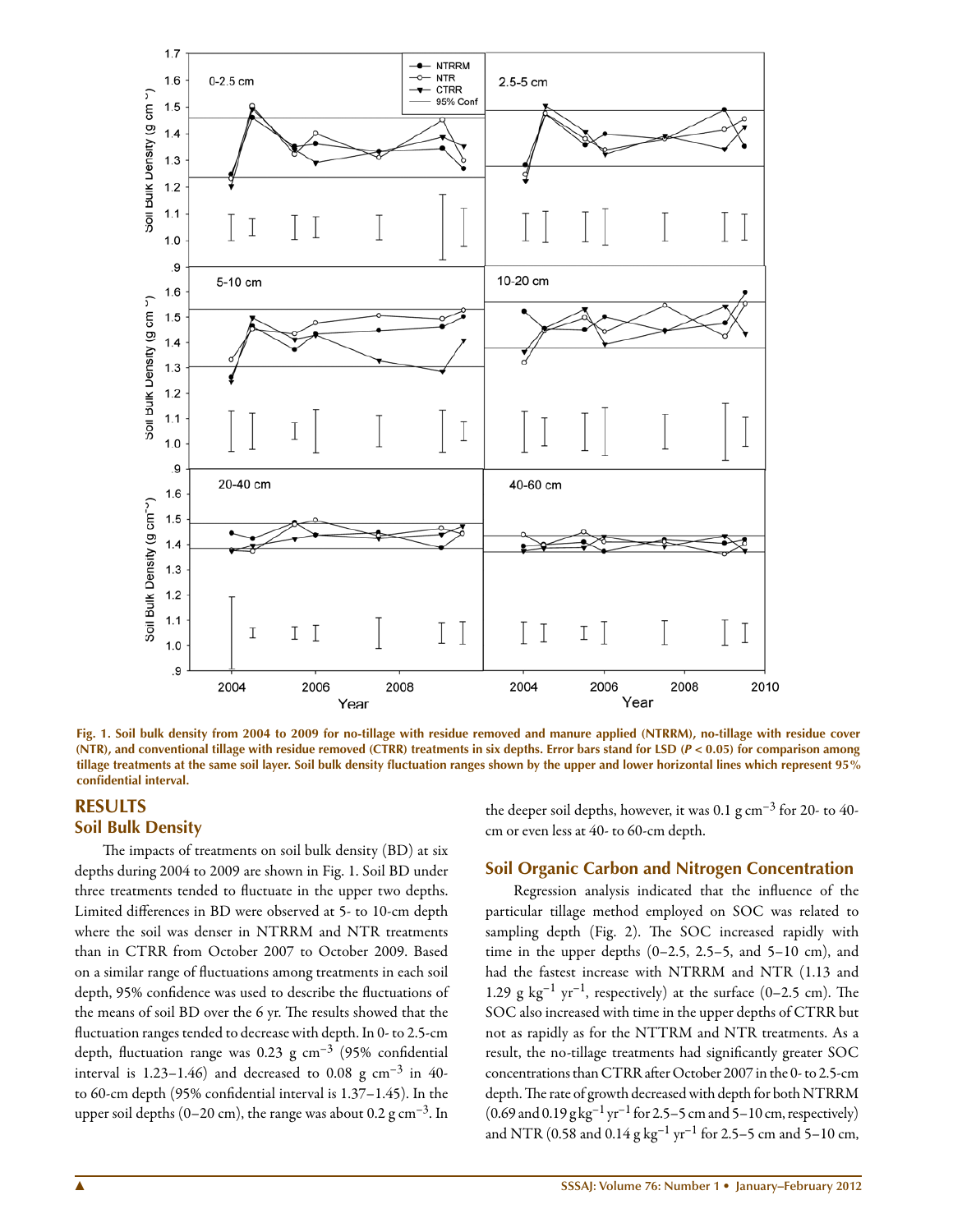Fig. 1. Soil bulk density from 2004 to 2009 for no-tillage with residue removed and manure applied (NTRRM), no-tillage with residue cover (NTR), and conventional tillage with residue removed (CTRR) treatments in six depths. Error bars stand for LSD ($P < 0.05$) for comparison among tillage treatments at the same soil layer. Soil bulk density fluctuation ranges shown by the upper and lower horizontal lines which represent 95% confidential interval.

## RESULTS

### Soil Bulk Density

The impacts of treatments on soil bulk density (BD) at six depths during 2004 to 2009 are shown in Fig. 1. Soil BD under three treatments tended to fluctuate in the upper two depths. Limited differences in BD were observed at 5- to 10-cm depth where the soil was denser in NTRRM and NTR treatments than in CTRR from October 2007 to October 2009. Based on a similar range of fluctuations among treatments in each soil depth, 95% confidence was used to describe the fluctuations of the means of soil BD over the 6 yr. The results showed that the fluctuation ranges tended to decrease with depth. In 0- to 2.5-cm depth, fluctuation range was 0.23 g cm$^{-3}$ (95% confidential interval is 1.23–1.46) and decreased to 0.08 g cm$^{-3}$ in 40- to 60-cm depth (95% confidential interval is 1.37–1.45). In the upper soil depths (0–20 cm), the range was about 0.2 g cm$^{-3}$. In the deeper soil depths, however, it was 0.1 g cm$^{-3}$ for 20- to 40-cm or even less at 40- to 60-cm depth.

### Soil Organic Carbon and Nitrogen Concentration

Regression analysis indicated that the influence of the particular tillage method employed on SOC was related to sampling depth (Fig. 2). The SOC increased rapidly with time in the upper depths (0–2.5, 2.5–5, and 5–10 cm), and had the fastest increase with NTRRM and NTR (1.13 and 1.29 g kg$^{-1}$ yr$^{-1}$, respectively) at the surface (0–2.5 cm). The SOC also increased with time in the upper depths of CTRR but not as rapidly as for the NTTRM and NTR treatments. As a result, the no-tillage treatments had significantly greater SOC concentrations than CTRR after October 2007 in the 0- to 2.5-cm depth. The rate of growth decreased with depth for both NTRRM (0.69 and 0.19 g kg$^{-1}$ yr$^{-1}$ for 2.5–5 cm and 5–10 cm, respectively) and NTR (0.58 and 0.14 g kg$^{-1}$ yr$^{-1}$ for 2.5–5 cm and 5–10 cm,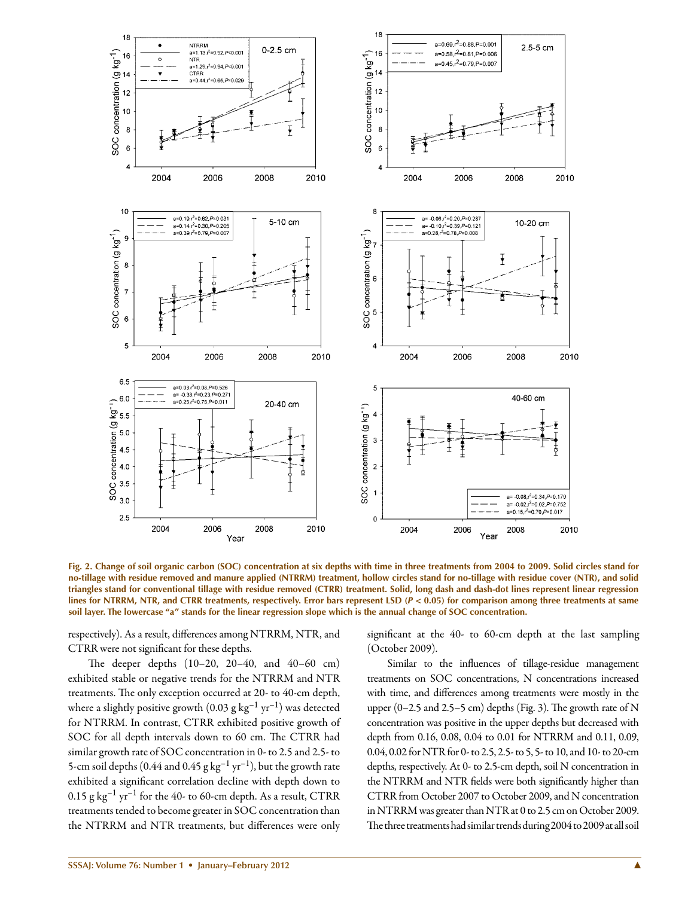Fig. 2. Change of soil organic carbon (SOC) concentration at six depths with time in three treatments from 2004 to 2009. Solid circles stand for no-tillage with residue removed and manure applied (NTRRM) treatment, hollow circles stand for no-tillage with residue cover (NTR), and solid triangles stand for conventional tillage with residue removed (CTRR) treatment. Solid, long dash and dash-dot lines represent linear regression lines for NTRRM, NTR, and CTRR treatments, respectively. Error bars represent LSD ($P < 0.05$) for comparison among three treatments at same soil layer. The lowercase "a" stands for the linear regression slope which is the annual change of SOC concentration.

respectively). As a result, differences among NTRRM, NTR, and CTRR were not significant for these depths.

The deeper depths (10–20, 20–40, and 40–60 cm) exhibited stable or negative trends for the NTRRM and NTR treatments. The only exception occurred at 20- to 40-cm depth, where a slightly positive growth (0.03 g $kg^{-1}$ $yr^{-1}$) was detected for NTRRM. In contrast, CTRR exhibited positive growth of SOC for all depth intervals down to 60 cm. The CTRR had similar growth rate of SOC concentration in 0- to 2.5 and 2.5- to 5-cm soil depths (0.44 and 0.45 g $kg^{-1}$ $yr^{-1}$), but the growth rate exhibited a significant correlation decline with depth down to 0.15 g $kg^{-1}$ $yr^{-1}$ for the 40- to 60-cm depth. As a result, CTRR treatments tended to become greater in SOC concentration than the NTRRM and NTR treatments, but differences were only significant at the 40- to 60-cm depth at the last sampling (October 2009).

Similar to the influences of tillage-residue management treatments on SOC concentrations, N concentrations increased with time, and differences among treatments were mostly in the upper (0–2.5 and 2.5–5 cm) depths (Fig. 3). The growth rate of N concentration was positive in the upper depths but decreased with depth from 0.16, 0.08, 0.04 to 0.01 for NTRRM and 0.11, 0.09, 0.04, 0.02 for NTR for 0- to 2.5, 2.5- to 5, 5- to 10, and 10- to 20-cm depths, respectively. At 0- to 2.5-cm depth, soil N concentration in the NTRRM and NTR fields were both significantly higher than CTRR from October 2007 to October 2009, and N concentration in NTRRM was greater than NTR at 0 to 2.5 cm on October 2009. The three treatments had similar trends during 2004 to 2009 at all soil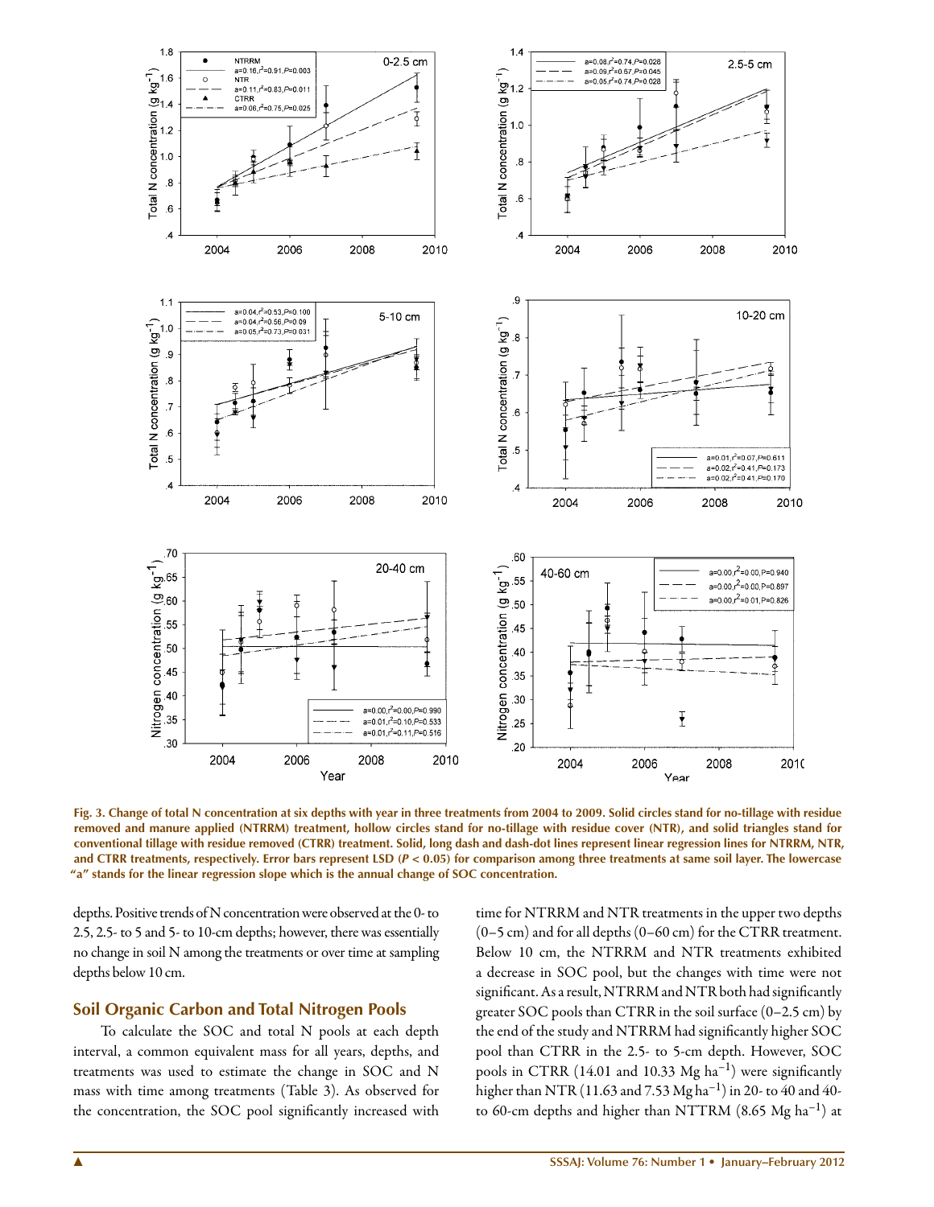Fig. 3. Change of total N concentration at six depths with year in three treatments from 2004 to 2009. Solid circles stand for no-tillage with residue removed and manure applied (NTRRM) treatment, hollow circles stand for no-tillage with residue cover (NTR), and solid triangles stand for conventional tillage with residue removed (CTRR) treatment. Solid, long dash and dash-dot lines represent linear regression lines for NTRRM, NTR, and CTRR treatments, respectively. Error bars represent LSD ($P < 0.05$) for comparison among three treatments at same soil layer. The lowercase "a" stands for the linear regression slope which is the annual change of SOC concentration.

depths. Positive trends of N concentration were observed at the 0- to 2.5, 2.5- to 5 and 5- to 10-cm depths; however, there was essentially no change in soil N among the treatments or over time at sampling depths below 10 cm.

## Soil Organic Carbon and Total Nitrogen Pools

To calculate the SOC and total N pools at each depth interval, a common equivalent mass for all years, depths, and treatments was used to estimate the change in SOC and N mass with time among treatments (Table 3). As observed for the concentration, the SOC pool significantly increased with time for NTRRM and NTR treatments in the upper two depths (0–5 cm) and for all depths (0–60 cm) for the CTRR treatment. Below 10 cm, the NTRRM and NTR treatments exhibited a decrease in SOC pool, but the changes with time were not significant. As a result, NTRRM and NTR both had significantly greater SOC pools than CTRR in the soil surface (0–2.5 cm) by the end of the study and NTRRM had significantly higher SOC pool than CTRR in the 2.5- to 5-cm depth. However, SOC pools in CTRR (14.01 and 10.33 Mg $ha^{-1}$) were significantly higher than NTR (11.63 and 7.53 Mg $ha^{-1}$) in 20- to 40 and 40- to 60-cm depths and higher than NTTRM (8.65 Mg $ha^{-1}$) at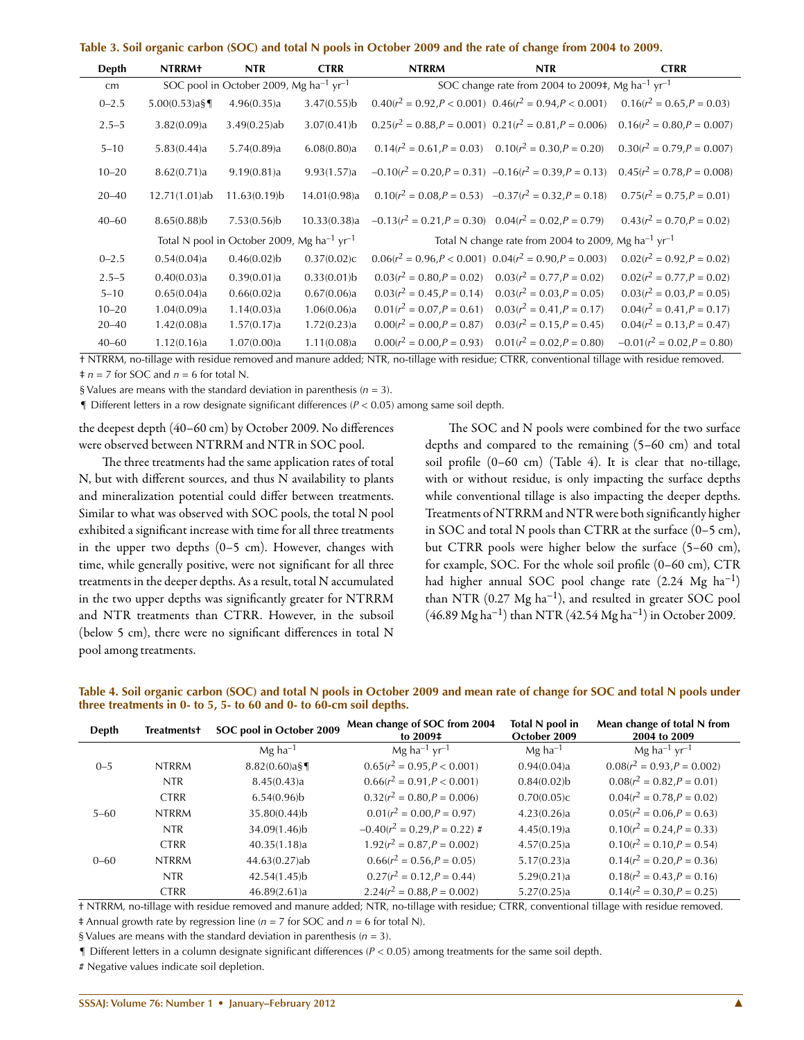**Table 3. Soil organic carbon (SOC) and total N pools in October 2009 and the rate of change from 2004 to 2009.**

| Depth | NTRRM† | NTR | CTRR | NTRRM | NTR | CTRR |
|---|---|---|---|---|---|---|
| cm | SOC pool in October 2009, Mg ha$^{-1}$ yr$^{-1}$ | | | SOC change rate from 2004 to 2009‡, Mg ha$^{-1}$ yr$^{-1}$ | | |
| 0–2.5 | 5.00(0.53)a§¶ | 4.96(0.35)a | 3.47(0.55)b | 0.40($r^2$ = 0.92, $P$ < 0.001) | 0.46($r^2$ = 0.94, $P$ < 0.001) | 0.16($r^2$ = 0.65, $P$ = 0.03) |
| 2.5–5 | 3.82(0.09)a | 3.49(0.25)ab | 3.07(0.41)b | 0.25($r^2$ = 0.88, $P$ = 0.001) | 0.21($r^2$ = 0.81, $P$ = 0.006) | 0.16($r^2$ = 0.80, $P$ = 0.007) |
| 5–10 | 5.83(0.44)a | 5.74(0.89)a | 6.08(0.80)a | 0.14($r^2$ = 0.61, $P$ = 0.03) | 0.10($r^2$ = 0.30, $P$ = 0.20) | 0.30($r^2$ = 0.79, $P$ = 0.007) |
| 10–20 | 8.62(0.71)a | 9.19(0.81)a | 9.93(1.57)a | −0.10($r^2$ = 0.20, $P$ = 0.31) | −0.16($r^2$ = 0.39, $P$ = 0.13) | 0.45($r^2$ = 0.78, $P$ = 0.008) |
| 20–40 | 12.71(1.01)ab | 11.63(0.19)b | 14.01(0.98)a | 0.10($r^2$ = 0.08, $P$ = 0.53) | −0.37($r^2$ = 0.32, $P$ = 0.18) | 0.75($r^2$ = 0.75, $P$ = 0.01) |
| 40–60 | 8.65(0.88)b | 7.53(0.56)b | 10.33(0.38)a | −0.13($r^2$ = 0.21, $P$ = 0.30) | 0.04($r^2$ = 0.02, $P$ = 0.79) | 0.43($r^2$ = 0.70, $P$ = 0.02) |
| | Total N pool in October 2009, Mg ha$^{-1}$ yr$^{-1}$ | | | Total N change rate from 2004 to 2009, Mg ha$^{-1}$ yr$^{-1}$ | | |
| 0–2.5 | 0.54(0.04)a | 0.46(0.02)b | 0.37(0.02)c | 0.06($r^2$ = 0.96, $P$ < 0.001) | 0.04($r^2$ = 0.90, $P$ = 0.003) | 0.02($r^2$ = 0.92, $P$ = 0.02) |
| 2.5–5 | 0.40(0.03)a | 0.39(0.01)a | 0.33(0.01)b | 0.03($r^2$ = 0.80, $P$ = 0.02) | 0.03($r^2$ = 0.77, $P$ = 0.02) | 0.02($r^2$ = 0.77, $P$ = 0.02) |
| 5–10 | 0.65(0.04)a | 0.66(0.02)a | 0.67(0.06)a | 0.03($r^2$ = 0.45, $P$ = 0.14) | 0.03($r^2$ = 0.03, $P$ = 0.05) | 0.03($r^2$ = 0.03, $P$ = 0.05) |
| 10–20 | 1.04(0.09)a | 1.14(0.03)a | 1.06(0.06)a | 0.01($r^2$ = 0.07, $P$ = 0.61) | 0.03($r^2$ = 0.41, $P$ = 0.17) | 0.04($r^2$ = 0.41, $P$ = 0.17) |
| 20–40 | 1.42(0.08)a | 1.57(0.17)a | 1.72(0.23)a | 0.00($r^2$ = 0.00, $P$ = 0.87) | 0.03($r^2$ = 0.15, $P$ = 0.45) | 0.04($r^2$ = 0.13, $P$ = 0.47) |
| 40–60 | 1.12(0.16)a | 1.07(0.00)a | 1.11(0.08)a | 0.00($r^2$ = 0.00, $P$ = 0.93) | 0.01($r^2$ = 0.02, $P$ = 0.80) | −0.01($r^2$ = 0.02, $P$ = 0.80) |

† NTRRM, no-tillage with residue removed and manure added; NTR, no-tillage with residue; CTRR, conventional tillage with residue removed.

‡ $n$ = 7 for SOC and $n$ = 6 for total N.

§ Values are means with the standard deviation in parenthesis ($n$ = 3).

¶ Different letters in a row designate significant differences ($P$ < 0.05) among same soil depth.

the deepest depth (40–60 cm) by October 2009. No differences were observed between NTRRM and NTR in SOC pool.

The three treatments had the same application rates of total N, but with different sources, and thus N availability to plants and mineralization potential could differ between treatments. Similar to what was observed with SOC pools, the total N pool exhibited a significant increase with time for all three treatments in the upper two depths (0–5 cm). However, changes with time, while generally positive, were not significant for all three treatments in the deeper depths. As a result, total N accumulated in the two upper depths was significantly greater for NTRRM and NTR treatments than CTRR. However, in the subsoil (below 5 cm), there were no significant differences in total N pool among treatments.

The SOC and N pools were combined for the two surface depths and compared to the remaining (5–60 cm) and total soil profile (0–60 cm) (Table 4). It is clear that no-tillage, with or without residue, is only impacting the surface depths while conventional tillage is also impacting the deeper depths. Treatments of NTRRM and NTR were both significantly higher in SOC and total N pools than CTRR at the surface (0–5 cm), but CTRR pools were higher below the surface (5–60 cm), for example, SOC. For the whole soil profile (0–60 cm), CTR had higher annual SOC pool change rate (2.24 Mg ha$^{-1}$) than NTR (0.27 Mg ha$^{-1}$), and resulted in greater SOC pool (46.89 Mg ha$^{-1}$) than NTR (42.54 Mg ha$^{-1}$) in October 2009.

**Table 4. Soil organic carbon (SOC) and total N pools in October 2009 and mean rate of change for SOC and total N pools under three treatments in 0- to 5, 5- to 60 and 0- to 60-cm soil depths.**

| Depth | Treatments† | SOC pool in October 2009 | Mean change of SOC from 2004 to 2009‡ | Total N pool in October 2009 | Mean change of total N from 2004 to 2009 |
|---|---|---|---|---|---|
| | | Mg ha$^{-1}$ | Mg ha$^{-1}$ yr$^{-1}$ | Mg ha$^{-1}$ | Mg ha$^{-1}$ yr$^{-1}$ |
| 0–5 | NTRRM | 8.82(0.60)a§¶ | 0.65($r^2$ = 0.95, $P$ < 0.001) | 0.94(0.04)a | 0.08($r^2$ = 0.93, $P$ = 0.002) |
| | NTR | 8.45(0.43)a | 0.66($r^2$ = 0.91, $P$ < 0.001) | 0.84(0.02)b | 0.08($r^2$ = 0.82, $P$ = 0.01) |
| | CTRR | 6.54(0.96)b | 0.32($r^2$ = 0.80, $P$ = 0.006) | 0.70(0.05)c | 0.04($r^2$ = 0.78, $P$ = 0.02) |
| 5–60 | NTRRM | 35.80(0.44)b | 0.01($r^2$ = 0.00, $P$ = 0.97) | 4.23(0.26)a | 0.05($r^2$ = 0.06, $P$ = 0.63) |
| | NTR | 34.09(1.46)b | −0.40($r^2$ = 0.29, $P$ = 0.22) # | 4.45(0.19)a | 0.10($r^2$ = 0.24, $P$ = 0.33) |
| | CTRR | 40.35(1.18)a | 1.92($r^2$ = 0.87, $P$ = 0.002) | 4.57(0.25)a | 0.10($r^2$ = 0.10, $P$ = 0.54) |
| 0–60 | NTRRM | 44.63(0.27)ab | 0.66($r^2$ = 0.56, $P$ = 0.05) | 5.17(0.23)a | 0.14($r^2$ = 0.20, $P$ = 0.36) |
| | NTR | 42.54(1.45)b | 0.27($r^2$ = 0.12, $P$ = 0.44) | 5.29(0.21)a | 0.18($r^2$ = 0.43, $P$ = 0.16) |
| | CTRR | 46.89(2.61)a | 2.24($r^2$ = 0.88, $P$ = 0.002) | 5.27(0.25)a | 0.14($r^2$ = 0.30, $P$ = 0.25) |

† NTRRM, no-tillage with residue removed and manure added; NTR, no-tillage with residue; CTRR, conventional tillage with residue removed.

‡ Annual growth rate by regression line ($n$ = 7 for SOC and $n$ = 6 for total N).

§ Values are means with the standard deviation in parenthesis ($n$ = 3).

¶ Different letters in a column designate significant differences ($P$ < 0.05) among treatments for the same soil depth.

# Negative values indicate soil depletion.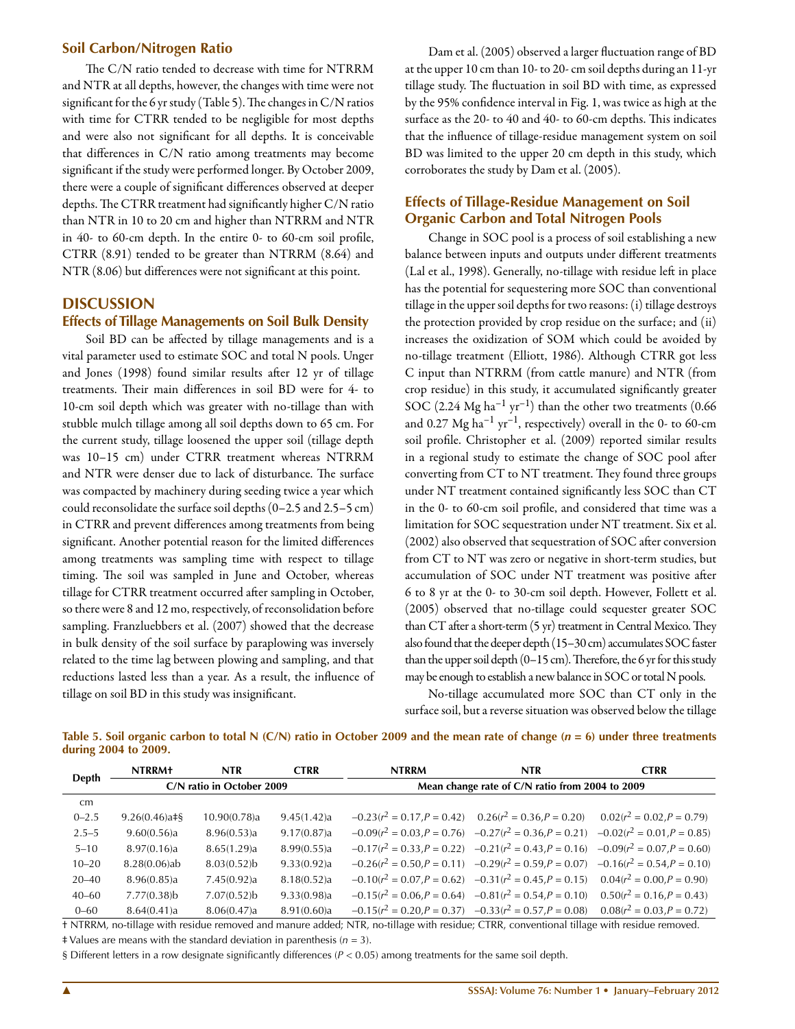### Soil Carbon/Nitrogen Ratio

The C/N ratio tended to decrease with time for NTRRM and NTR at all depths, however, the changes with time were not significant for the 6 yr study (Table 5). The changes in C/N ratios with time for CTRR tended to be negligible for most depths and were also not significant for all depths. It is conceivable that differences in C/N ratio among treatments may become significant if the study were performed longer. By October 2009, there were a couple of significant differences observed at deeper depths. The CTRR treatment had significantly higher C/N ratio than NTR in 10 to 20 cm and higher than NTRRM and NTR in 40- to 60-cm depth. In the entire 0- to 60-cm soil profile, CTRR (8.91) tended to be greater than NTRRM (8.64) and NTR (8.06) but differences were not significant at this point.

## DISCUSSION

### Effects of Tillage Managements on Soil Bulk Density

Soil BD can be affected by tillage managements and is a vital parameter used to estimate SOC and total N pools. Unger and Jones (1998) found similar results after 12 yr of tillage treatments. Their main differences in soil BD were for 4- to 10-cm soil depth which was greater with no-tillage than with stubble mulch tillage among all soil depths down to 65 cm. For the current study, tillage loosened the upper soil (tillage depth was 10–15 cm) under CTRR treatment whereas NTRRM and NTR were denser due to lack of disturbance. The surface was compacted by machinery during seeding twice a year which could reconsolidate the surface soil depths (0–2.5 and 2.5–5 cm) in CTRR and prevent differences among treatments from being significant. Another potential reason for the limited differences among treatments was sampling time with respect to tillage timing. The soil was sampled in June and October, whereas tillage for CTRR treatment occurred after sampling in October, so there were 8 and 12 mo, respectively, of reconsolidation before sampling. Franzluebbers et al. (2007) showed that the decrease in bulk density of the soil surface by paraplowing was inversely related to the time lag between plowing and sampling, and that reductions lasted less than a year. As a result, the influence of tillage on soil BD in this study was insignificant.

Dam et al. (2005) observed a larger fluctuation range of BD at the upper 10 cm than 10- to 20- cm soil depths during an 11-yr tillage study. The fluctuation in soil BD with time, as expressed by the 95% confidence interval in Fig. 1, was twice as high at the surface as the 20- to 40 and 40- to 60-cm depths. This indicates that the influence of tillage-residue management system on soil BD was limited to the upper 20 cm depth in this study, which corroborates the study by Dam et al. (2005).

### Effects of Tillage-Residue Management on Soil Organic Carbon and Total Nitrogen Pools

Change in SOC pool is a process of soil establishing a new balance between inputs and outputs under different treatments (Lal et al., 1998). Generally, no-tillage with residue left in place has the potential for sequestering more SOC than conventional tillage in the upper soil depths for two reasons: (i) tillage destroys the protection provided by crop residue on the surface; and (ii) increases the oxidization of SOM which could be avoided by no-tillage treatment (Elliott, 1986). Although CTRR got less C input than NTRRM (from cattle manure) and NTR (from crop residue) in this study, it accumulated significantly greater SOC (2.24 Mg ha$^{-1}$ yr$^{-1}$) than the other two treatments (0.66 and 0.27 Mg ha$^{-1}$ yr$^{-1}$, respectively) overall in the 0- to 60-cm soil profile. Christopher et al. (2009) reported similar results in a regional study to estimate the change of SOC pool after converting from CT to NT treatment. They found three groups under NT treatment contained significantly less SOC than CT in the 0- to 60-cm soil profile, and considered that time was a limitation for SOC sequestration under NT treatment. Six et al. (2002) also observed that sequestration of SOC after conversion from CT to NT was zero or negative in short-term studies, but accumulation of SOC under NT treatment was positive after 6 to 8 yr at the 0- to 30-cm soil depth. However, Follett et al. (2005) observed that no-tillage could sequester greater SOC than CT after a short-term (5 yr) treatment in Central Mexico. They also found that the deeper depth (15–30 cm) accumulates SOC faster than the upper soil depth (0–15 cm). Therefore, the 6 yr for this study may be enough to establish a new balance in SOC or total N pools.

No-tillage accumulated more SOC than CT only in the surface soil, but a reverse situation was observed below the tillage

**Table 5. Soil organic carbon to total N (C/N) ratio in October 2009 and the mean rate of change (*n* = 6) under three treatments during 2004 to 2009.**

| Depth | NTRRM† | NTR | CTRR | NTRRM | NTR | CTRR |
|---|---|---|---|---|---|---|
| | C/N ratio in October 2009 | | | Mean change rate of C/N ratio from 2004 to 2009 | | |
| cm | | | | | | |
| 0–2.5 | 9.26(0.46)a‡§ | 10.90(0.78)a | 9.45(1.42)a | −0.23($r^2$ = 0.17, $P$ = 0.42) | 0.26($r^2$ = 0.36, $P$ = 0.20) | 0.02($r^2$ = 0.02, $P$ = 0.79) |
| 2.5–5 | 9.60(0.56)a | 8.96(0.53)a | 9.17(0.87)a | −0.09($r^2$ = 0.03, $P$ = 0.76) | −0.27($r^2$ = 0.36, $P$ = 0.21) | −0.02($r^2$ = 0.01, $P$ = 0.85) |
| 5–10 | 8.97(0.16)a | 8.65(1.29)a | 8.99(0.55)a | −0.17($r^2$ = 0.33, $P$ = 0.22) | −0.21($r^2$ = 0.43, $P$ = 0.16) | −0.09($r^2$ = 0.07, $P$ = 0.60) |
| 10–20 | 8.28(0.06)ab | 8.03(0.52)b | 9.33(0.92)a | −0.26($r^2$ = 0.50, $P$ = 0.11) | −0.29($r^2$ = 0.59, $P$ = 0.07) | −0.16($r^2$ = 0.54, $P$ = 0.10) |
| 20–40 | 8.96(0.85)a | 7.45(0.92)a | 8.18(0.52)a | −0.10($r^2$ = 0.07, $P$ = 0.62) | −0.31($r^2$ = 0.45, $P$ = 0.15) | 0.04($r^2$ = 0.00, $P$ = 0.90) |
| 40–60 | 7.77(0.38)b | 7.07(0.52)b | 9.33(0.98)a | −0.15($r^2$ = 0.06, $P$ = 0.64) | −0.81($r^2$ = 0.54, $P$ = 0.10) | 0.50($r^2$ = 0.16, $P$ = 0.43) |
| 0–60 | 8.64(0.41)a | 8.06(0.47)a | 8.91(0.60)a | −0.15($r^2$ = 0.20, $P$ = 0.37) | −0.33($r^2$ = 0.57, $P$ = 0.08) | 0.08($r^2$ = 0.03, $P$ = 0.72) |

† NTRRM, no-tillage with residue removed and manure added; NTR, no-tillage with residue; CTRR, conventional tillage with residue removed.

‡ Values are means with the standard deviation in parenthesis (*n* = 3).

§ Different letters in a row designate significantly differences ($P < 0.05$) among treatments for the same soil depth.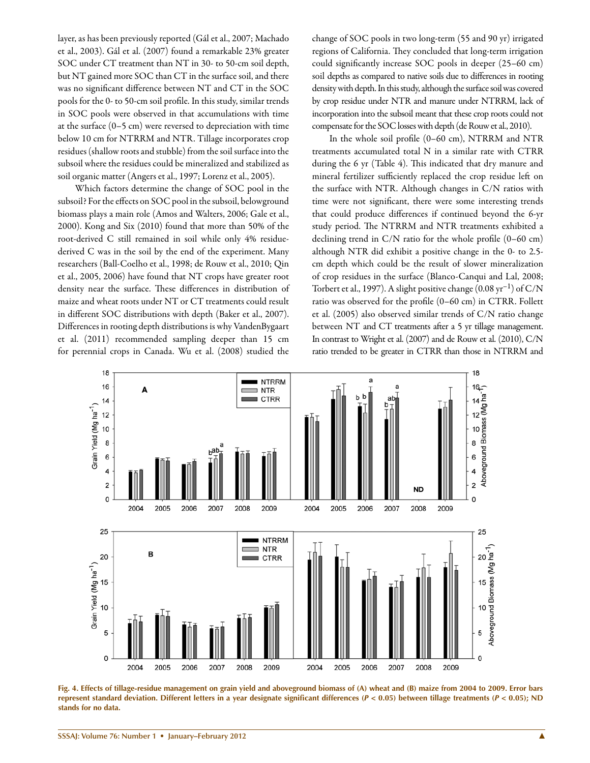layer, as has been previously reported (Gál et al., 2007; Machado et al., 2003). Gál et al. (2007) found a remarkable 23% greater SOC under CT treatment than NT in 30- to 50-cm soil depth, but NT gained more SOC than CT in the surface soil, and there was no significant difference between NT and CT in the SOC pools for the 0- to 50-cm soil profile. In this study, similar trends in SOC pools were observed in that accumulations with time at the surface (0–5 cm) were reversed to depreciation with time below 10 cm for NTRRM and NTR. Tillage incorporates crop residues (shallow roots and stubble) from the soil surface into the subsoil where the residues could be mineralized and stabilized as soil organic matter (Angers et al., 1997; Lorenz et al., 2005).

Which factors determine the change of SOC pool in the subsoil? For the effects on SOC pool in the subsoil, belowground biomass plays a main role (Amos and Walters, 2006; Gale et al., 2000). Kong and Six (2010) found that more than 50% of the root-derived C still remained in soil while only 4% residue-derived C was in the soil by the end of the experiment. Many researchers (Ball-Coelho et al., 1998; de Rouw et al., 2010; Qin et al., 2005, 2006) have found that NT crops have greater root density near the surface. These differences in distribution of maize and wheat roots under NT or CT treatments could result in different SOC distributions with depth (Baker et al., 2007). Differences in rooting depth distributions is why VandenBygaart et al. (2011) recommended sampling deeper than 15 cm for perennial crops in Canada. Wu et al. (2008) studied the change of SOC pools in two long-term (55 and 90 yr) irrigated regions of California. They concluded that long-term irrigation could significantly increase SOC pools in deeper (25–60 cm) soil depths as compared to native soils due to differences in rooting density with depth. In this study, although the surface soil was covered by crop residue under NTR and manure under NTRRM, lack of incorporation into the subsoil meant that these crop roots could not compensate for the SOC losses with depth (de Rouw et al., 2010).

In the whole soil profile (0–60 cm), NTRRM and NTR treatments accumulated total N in a similar rate with CTRR during the 6 yr (Table 4). This indicated that dry manure and mineral fertilizer sufficiently replaced the crop residue left on the surface with NTR. Although changes in C/N ratios with time were not significant, there were some interesting trends that could produce differences if continued beyond the 6-yr study period. The NTRRM and NTR treatments exhibited a declining trend in C/N ratio for the whole profile (0–60 cm) although NTR did exhibit a positive change in the 0- to 2.5-cm depth which could be the result of slower mineralization of crop residues in the surface (Blanco-Canqui and Lal, 2008; Torbert et al., 1997). A slight positive change (0.08 $yr^{-1}$) of C/N ratio was observed for the profile (0–60 cm) in CTRR. Follett et al. (2005) also observed similar trends of C/N ratio change between NT and CT treatments after a 5 yr tillage management. In contrast to Wright et al. (2007) and de Rouw et al. (2010), C/N ratio trended to be greater in CTRR than those in NTRRM and

**Fig. 4. Effects of tillage-residue management on grain yield and aboveground biomass of (A) wheat and (B) maize from 2004 to 2009. Error bars represent standard deviation. Different letters in a year designate significant differences (*P* < 0.05) between tillage treatments (*P* < 0.05); ND stands for no data.**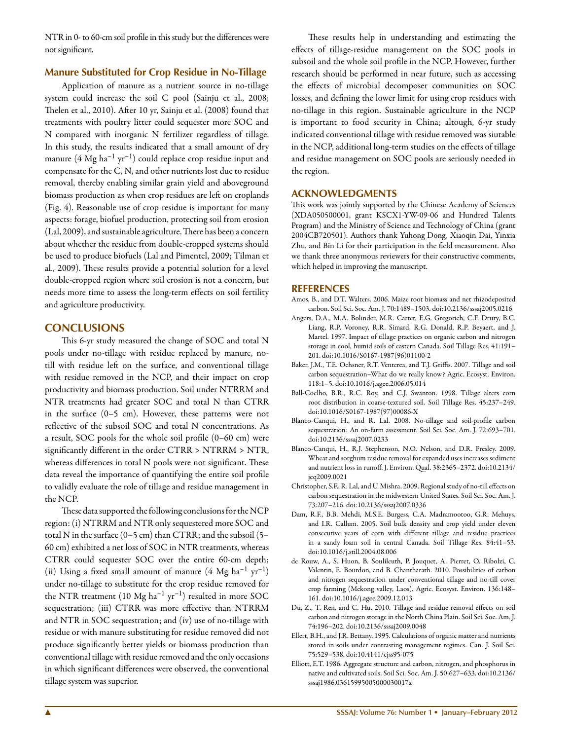NTR in 0- to 60-cm soil profile in this study but the differences were not significant.

### Manure Substituted for Crop Residue in No-Tillage

Application of manure as a nutrient source in no-tillage system could increase the soil C pool (Sainju et al., 2008; Thelen et al., 2010). After 10 yr, Sainju et al. (2008) found that treatments with poultry litter could sequester more SOC and N compared with inorganic N fertilizer regardless of tillage. In this study, the results indicated that a small amount of dry manure (4 Mg $ha^{-1}$ $yr^{-1}$) could replace crop residue input and compensate for the C, N, and other nutrients lost due to residue removal, thereby enabling similar grain yield and aboveground biomass production as when crop residues are left on croplands (Fig. 4). Reasonable use of crop residue is important for many aspects: forage, biofuel production, protecting soil from erosion (Lal, 2009), and sustainable agriculture. There has been a concern about whether the residue from double-cropped systems should be used to produce biofuels (Lal and Pimentel, 2009; Tilman et al., 2009). These results provide a potential solution for a level double-cropped region where soil erosion is not a concern, but needs more time to assess the long-term effects on soil fertility and agriculture productivity.

## CONCLUSIONS

This 6-yr study measured the change of SOC and total N pools under no-tillage with residue replaced by manure, no-till with residue left on the surface, and conventional tillage with residue removed in the NCP, and their impact on crop productivity and biomass production. Soil under NTRRM and NTR treatments had greater SOC and total N than CTRR in the surface (0–5 cm). However, these patterns were not reflective of the subsoil SOC and total N concentrations. As a result, SOC pools for the whole soil profile (0–60 cm) were significantly different in the order CTRR > NTRRM > NTR, whereas differences in total N pools were not significant. These data reveal the importance of quantifying the entire soil profile to validly evaluate the role of tillage and residue management in the NCP.

These data supported the following conclusions for the NCP region: (i) NTRRM and NTR only sequestered more SOC and total N in the surface (0–5 cm) than CTRR; and the subsoil (5–60 cm) exhibited a net loss of SOC in NTR treatments, whereas CTRR could sequester SOC over the entire 60-cm depth; (ii) Using a fixed small amount of manure (4 Mg $ha^{-1}$ $yr^{-1}$) under no-tillage to substitute for the crop residue removed for the NTR treatment (10 Mg $ha^{-1}$ $yr^{-1}$) resulted in more SOC sequestration; (iii) CTRR was more effective than NTRRM and NTR in SOC sequestration; and (iv) use of no-tillage with residue or with manure substituting for residue removed did not produce significantly better yields or biomass production than conventional tillage with residue removed and the only occasions in which significant differences were observed, the conventional tillage system was superior.

These results help in understanding and estimating the effects of tillage-residue management on the SOC pools in subsoil and the whole soil profile in the NCP. However, further research should be performed in near future, such as accessing the effects of microbial decomposer communities on SOC losses, and defining the lower limit for using crop residues with no-tillage in this region. Sustainable agriculture in the NCP is important to food security in China; altough, 6-yr study indicated conventional tillage with residue removed was siutable in the NCP, additional long-term studies on the effects of tillage and residue management on SOC pools are seriously needed in the region.

## ACKNOWLEDGMENTS

This work was jointly supported by the Chinese Academy of Sciences (XDA050500001, grant KSCX1-YW-09-06 and Hundred Talents Program) and the Ministry of Science and Technology of China (grant 2004CB720501). Authors thank Yuhong Dong, Xiaoqin Dai, Yinxia Zhu, and Bin Li for their participation in the field measurement. Also we thank three anonymous reviewers for their constructive comments, which helped in improving the manuscript.

## REFERENCES

Amos, B., and D.T. Walters. 2006. Maize root biomass and net rhizodeposited carbon. Soil Sci. Soc. Am. J. 70:1489–1503. doi:10.2136/sssaj2005.0216

Angers, D.A., M.A. Bolinder, M.R. Carter, E.G. Gregorich, C.F. Drury, B.C. Liang, R.P. Voroney, R.R. Simard, R.G. Donald, R.P. Beyaert, and J. Martel. 1997. Impact of tillage practices on organic carbon and nitrogen storage in cool, humid soils of eastern Canada. Soil Tillage Res. 41:191–201. doi:10.1016/S0167-1987(96)01100-2

Baker, J.M., T.E. Ochsner, R.T. Venterea, and T.J. Griffis. 2007. Tillage and soil carbon sequestration–What do we really know? Agric. Ecosyst. Environ. 118:1–5. doi:10.1016/j.agee.2006.05.014

Ball-Coelho, B.R., R.C. Roy, and C.J. Swanton. 1998. Tillage alters corn root distribution in coarse-textured soil. Soil Tillage Res. 45:237–249. doi:10.1016/S0167-1987(97)00086-X

Blanco-Canqui, H., and R. Lal. 2008. No-tillage and soil-profile carbon sequestration: An on-farm assessment. Soil Sci. Soc. Am. J. 72:693–701. doi:10.2136/sssaj2007.0233

Blanco-Canqui, H., R.J. Stephenson, N.O. Nelson, and D.R. Presley. 2009. Wheat and sorghum residue removal for expanded uses increases sediment and nutrient loss in runoff. J. Environ. Qual. 38:2365–2372. doi:10.2134/jeq2009.0021

Christopher, S.F., R. Lal, and U. Mishra. 2009. Regional study of no-till effects on carbon sequestration in the midwestern United States. Soil Sci. Soc. Am. J. 73:207–216. doi:10.2136/sssaj2007.0336

Dam, R.F., B.B. Mehdi, M.S.E. Burgess, C.A. Madramootoo, G.R. Mehuys, and I.R. Callum. 2005. Soil bulk density and crop yield under eleven consecutive years of corn with different tillage and residue practices in a sandy loam soil in central Canada. Soil Tillage Res. 84:41–53. doi:10.1016/j.still.2004.08.006

de Rouw, A., S. Huon, B. Soulileuth, P. Jouquet, A. Pierret, O. Ribolzi, C. Valentin, E. Bourdon, and B. Chantharath. 2010. Possibilities of carbon and nitrogen sequestration under conventional tillage and no-till cover crop farming (Mekong valley, Laos). Agric. Ecosyst. Environ. 136:148–161. doi:10.1016/j.agee.2009.12.013

Du, Z., T. Ren, and C. Hu. 2010. Tillage and residue removal effects on soil carbon and nitrogen storage in the North China Plain. Soil Sci. Soc. Am. J. 74:196–202. doi:10.2136/sssaj2009.0048

Ellert, B.H., and J.R. Bettany. 1995. Calculations of organic matter and nutrients stored in soils under contrasting management regimes. Can. J. Soil Sci. 75:529–538. doi:10.4141/cjss95-075

Elliott, E.T. 1986. Aggregate structure and carbon, nitrogen, and phosphorus in native and cultivated soils. Soil Sci. Soc. Am. J. 50:627–633. doi:10.2136/sssaj1986.03615995005000030017x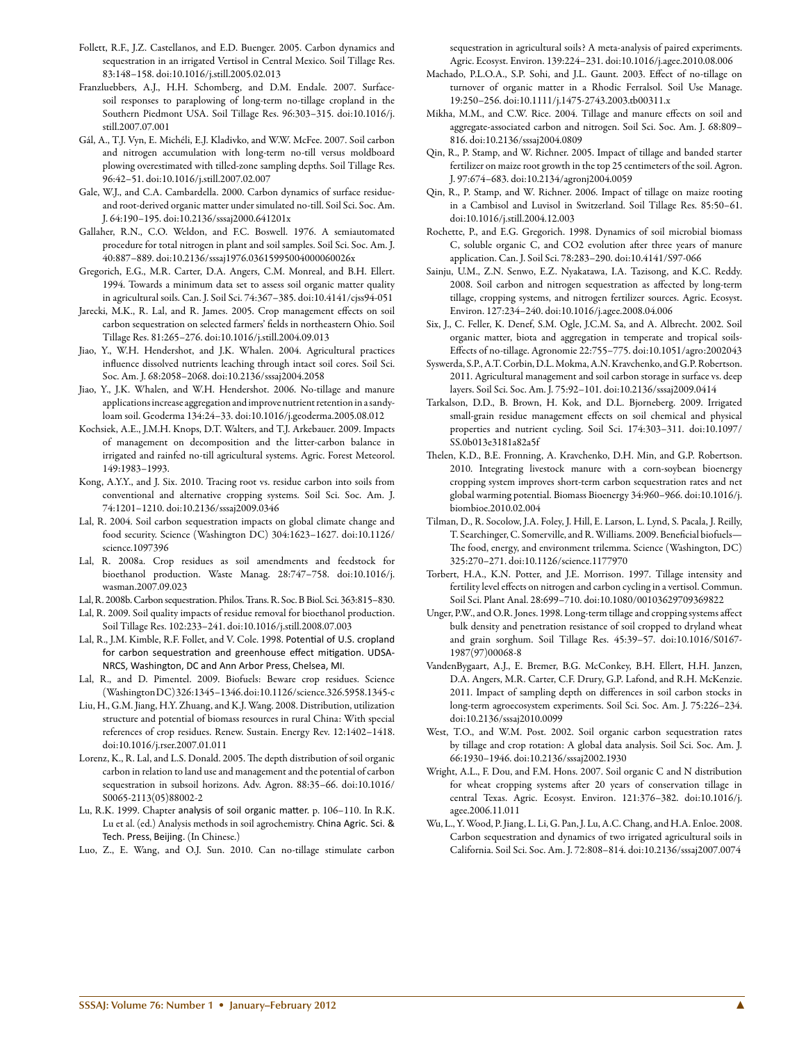Follett, R.F., J.Z. Castellanos, and E.D. Buenger. 2005. Carbon dynamics and sequestration in an irrigated Vertisol in Central Mexico. Soil Tillage Res. 83:148–158. doi:10.1016/j.still.2005.02.013

Franzluebbers, A.J., H.H. Schomberg, and D.M. Endale. 2007. Surface-soil responses to paraplowing of long-term no-tillage cropland in the Southern Piedmont USA. Soil Tillage Res. 96:303–315. doi:10.1016/j.still.2007.07.001

Gál, A., T.J. Vyn, E. Michéli, E.J. Kladivko, and W.W. McFee. 2007. Soil carbon and nitrogen accumulation with long-term no-till versus moldboard plowing overestimated with tilled-zone sampling depths. Soil Tillage Res. 96:42–51. doi:10.1016/j.still.2007.02.007

Gale, W.J., and C.A. Cambardella. 2000. Carbon dynamics of surface residue- and root-derived organic matter under simulated no-till. Soil Sci. Soc. Am. J. 64:190–195. doi:10.2136/sssaj2000.641201x

Gallaher, R.N., C.O. Weldon, and F.C. Boswell. 1976. A semiautomated procedure for total nitrogen in plant and soil samples. Soil Sci. Soc. Am. J. 40:887–889. doi:10.2136/sssaj1976.03615995004000060026x

Gregorich, E.G., M.R. Carter, D.A. Angers, C.M. Monreal, and B.H. Ellert. 1994. Towards a minimum data set to assess soil organic matter quality in agricultural soils. Can. J. Soil Sci. 74:367–385. doi:10.4141/cjss94-051

Jarecki, M.K., R. Lal, and R. James. 2005. Crop management effects on soil carbon sequestration on selected farmers' fields in northeastern Ohio. Soil Tillage Res. 81:265–276. doi:10.1016/j.still.2004.09.013

Jiao, Y., W.H. Hendershot, and J.K. Whalen. 2004. Agricultural practices influence dissolved nutrients leaching through intact soil cores. Soil Sci. Soc. Am. J. 68:2058–2068. doi:10.2136/sssaj2004.2058

Jiao, Y., J.K. Whalen, and W.H. Hendershot. 2006. No-tillage and manure applications increase aggregation and improve nutrient retention in a sandy-loam soil. Geoderma 134:24–33. doi:10.1016/j.geoderma.2005.08.012

Kochsiek, A.E., J.M.H. Knops, D.T. Walters, and T.J. Arkebauer. 2009. Impacts of management on decomposition and the litter-carbon balance in irrigated and rainfed no-till agricultural systems. Agric. Forest Meteorol. 149:1983–1993.

Kong, A.Y.Y., and J. Six. 2010. Tracing root vs. residue carbon into soils from conventional and alternative cropping systems. Soil Sci. Soc. Am. J. 74:1201–1210. doi:10.2136/sssaj2009.0346

Lal, R. 2004. Soil carbon sequestration impacts on global climate change and food security. Science (Washington DC) 304:1623–1627. doi:10.1126/science.1097396

Lal, R. 2008a. Crop residues as soil amendments and feedstock for bioethanol production. Waste Manag. 28:747–758. doi:10.1016/j.wasman.2007.09.023

Lal, R. 2008b. Carbon sequestration. Philos. Trans. R. Soc. B Biol. Sci. 363:815–830.

Lal, R. 2009. Soil quality impacts of residue removal for bioethanol production. Soil Tillage Res. 102:233–241. doi:10.1016/j.still.2008.07.003

Lal, R., J.M. Kimble, R.F. Follet, and V. Cole. 1998. Potential of U.S. cropland for carbon sequestration and greenhouse effect mitigation. UDSA-NRCS, Washington, DC and Ann Arbor Press, Chelsea, MI.

Lal, R., and D. Pimentel. 2009. Biofuels: Beware crop residues. Science (Washington DC) 326:1345–1346. doi:10.1126/science.326.5958.1345-c

Liu, H., G.M. Jiang, H.Y. Zhuang, and K.J. Wang. 2008. Distribution, utilization structure and potential of biomass resources in rural China: With special references of crop residues. Renew. Sustain. Energy Rev. 12:1402–1418. doi:10.1016/j.rser.2007.01.011

Lorenz, K., R. Lal, and L.S. Donald. 2005. The depth distribution of soil organic carbon in relation to land use and management and the potential of carbon sequestration in subsoil horizons. Adv. Agron. 88:35–66. doi:10.1016/S0065-2113(05)88002-2

Lu, R.K. 1999. Chapter analysis of soil organic matter. p. 106–110. In R.K. Lu et al. (ed.) Analysis methods in soil agrochemistry. China Agric. Sci. & Tech. Press, Beijing. (In Chinese.)

Luo, Z., E. Wang, and O.J. Sun. 2010. Can no-tillage stimulate carbon sequestration in agricultural soils? A meta-analysis of paired experiments. Agric. Ecosyst. Environ. 139:224–231. doi:10.1016/j.agee.2010.08.006

Machado, P.L.O.A., S.P. Sohi, and J.L. Gaunt. 2003. Effect of no-tillage on turnover of organic matter in a Rhodic Ferralsol. Soil Use Manage. 19:250–256. doi:10.1111/j.1475-2743.2003.tb00311.x

Mikha, M.M., and C.W. Rice. 2004. Tillage and manure effects on soil and aggregate-associated carbon and nitrogen. Soil Sci. Soc. Am. J. 68:809–816. doi:10.2136/sssaj2004.0809

Qin, R., P. Stamp, and W. Richner. 2005. Impact of tillage and banded starter fertilizer on maize root growth in the top 25 centimeters of the soil. Agron. J. 97:674–683. doi:10.2134/agronj2004.0059

Qin, R., P. Stamp, and W. Richner. 2006. Impact of tillage on maize rooting in a Cambisol and Luvisol in Switzerland. Soil Tillage Res. 85:50–61. doi:10.1016/j.still.2004.12.003

Rochette, P., and E.G. Gregorich. 1998. Dynamics of soil microbial biomass C, soluble organic C, and CO2 evolution after three years of manure application. Can. J. Soil Sci. 78:283–290. doi:10.4141/S97-066

Sainju, U.M., Z.N. Senwo, E.Z. Nyakatawa, I.A. Tazisong, and K.C. Reddy. 2008. Soil carbon and nitrogen sequestration as affected by long-term tillage, cropping systems, and nitrogen fertilizer sources. Agric. Ecosyst. Environ. 127:234–240. doi:10.1016/j.agee.2008.04.006

Six, J., C. Feller, K. Denef, S.M. Ogle, J.C.M. Sa, and A. Albrecht. 2002. Soil organic matter, biota and aggregation in temperate and tropical soils-Effects of no-tillage. Agronomie 22:755–775. doi:10.1051/agro:2002043

Syswerda, S.P., A.T. Corbin, D.L. Mokma, A.N. Kravchenko, and G.P. Robertson. 2011. Agricultural management and soil carbon storage in surface vs. deep layers. Soil Sci. Soc. Am. J. 75:92–101. doi:10.2136/sssaj2009.0414

Tarkalson, D.D., B. Brown, H. Kok, and D.L. Bjorneberg. 2009. Irrigated small-grain residue management effects on soil chemical and physical properties and nutrient cycling. Soil Sci. 174:303–311. doi:10.1097/SS.0b013e3181a82a5f

Thelen, K.D., B.E. Fronning, A. Kravchenko, D.H. Min, and G.P. Robertson. 2010. Integrating livestock manure with a corn-soybean bioenergy cropping system improves short-term carbon sequestration rates and net global warming potential. Biomass Bioenergy 34:960–966. doi:10.1016/j.biombioe.2010.02.004

Tilman, D., R. Socolow, J.A. Foley, J. Hill, E. Larson, L. Lynd, S. Pacala, J. Reilly, T. Searchinger, C. Somerville, and R. Williams. 2009. Beneficial biofuels—The food, energy, and environment trilemma. Science (Washington, DC) 325:270–271. doi:10.1126/science.1177970

Torbert, H.A., K.N. Potter, and J.E. Morrison. 1997. Tillage intensity and fertility level effects on nitrogen and carbon cycling in a vertisol. Commun. Soil Sci. Plant Anal. 28:699–710. doi:10.1080/00103629709369822

Unger, P.W., and O.R. Jones. 1998. Long-term tillage and cropping systems affect bulk density and penetration resistance of soil cropped to dryland wheat and grain sorghum. Soil Tillage Res. 45:39–57. doi:10.1016/S0167-1987(97)00068-8

VandenBygaart, A.J., E. Bremer, B.G. McConkey, B.H. Ellert, H.H. Janzen, D.A. Angers, M.R. Carter, C.F. Drury, G.P. Lafond, and R.H. McKenzie. 2011. Impact of sampling depth on differences in soil carbon stocks in long-term agroecosystem experiments. Soil Sci. Soc. Am. J. 75:226–234. doi:10.2136/sssaj2010.0099

West, T.O., and W.M. Post. 2002. Soil organic carbon sequestration rates by tillage and crop rotation: A global data analysis. Soil Sci. Soc. Am. J. 66:1930–1946. doi:10.2136/sssaj2002.1930

Wright, A.L., F. Dou, and F.M. Hons. 2007. Soil organic C and N distribution for wheat cropping systems after 20 years of conservation tillage in central Texas. Agric. Ecosyst. Environ. 121:376–382. doi:10.1016/j.agee.2006.11.011

Wu, L., Y. Wood, P. Jiang, L. Li, G. Pan, J. Lu, A.C. Chang, and H.A. Enloe. 2008. Carbon sequestration and dynamics of two irrigated agricultural soils in California. Soil Sci. Soc. Am. J. 72:808–814. doi:10.2136/sssaj2007.0074